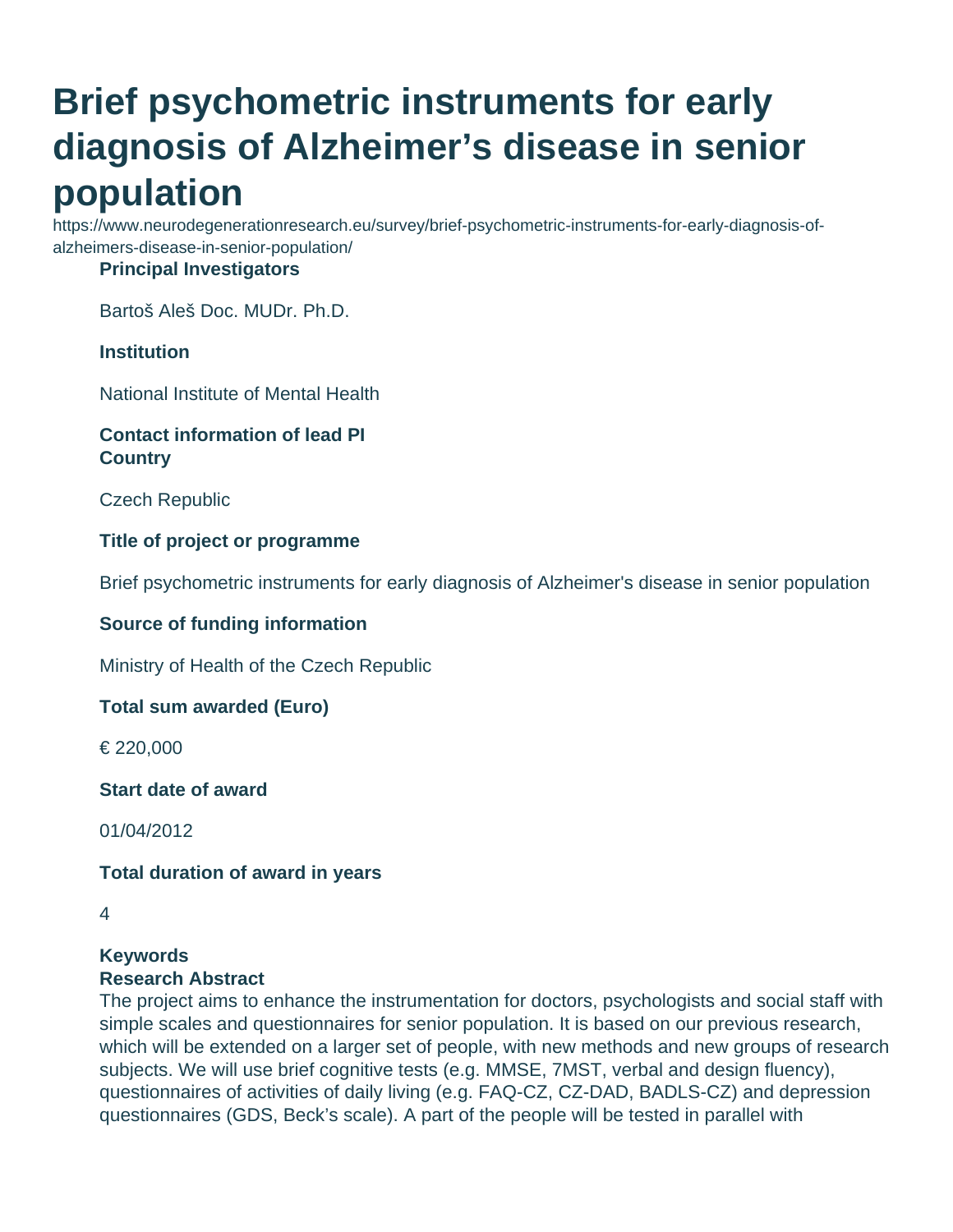# Brief psychometric instruments for early diagnosis of Alzheimer's disease in senior population

https://www.neurodegenerationresearch.eu/survey/brief-psychometric-instruments-for-early-diagnosis-of-alzheimers-disease-in-senior-population/

**Principal Investigators**

Bartoš Aleš Doc. MUDr. Ph.D.

**Institution**

National Institute of Mental Health

**Contact information of lead PI**

**Country**

Czech Republic

**Title of project or programme**

Brief psychometric instruments for early diagnosis of Alzheimer's disease in senior population

**Source of funding information**

Ministry of Health of the Czech Republic

**Total sum awarded (Euro)**

€ 220,000

**Start date of award**

01/04/2012

**Total duration of award in years**

4

**Keywords**

**Research Abstract**

The project aims to enhance the instrumentation for doctors, psychologists and social staff with simple scales and questionnaires for senior population. It is based on our previous research, which will be extended on a larger set of people, with new methods and new groups of research subjects. We will use brief cognitive tests (e.g. MMSE, 7MST, verbal and design fluency), questionnaires of activities of daily living (e.g. FAQ-CZ, CZ-DAD, BADLS-CZ) and depression questionnaires (GDS, Beck's scale). A part of the people will be tested in parallel with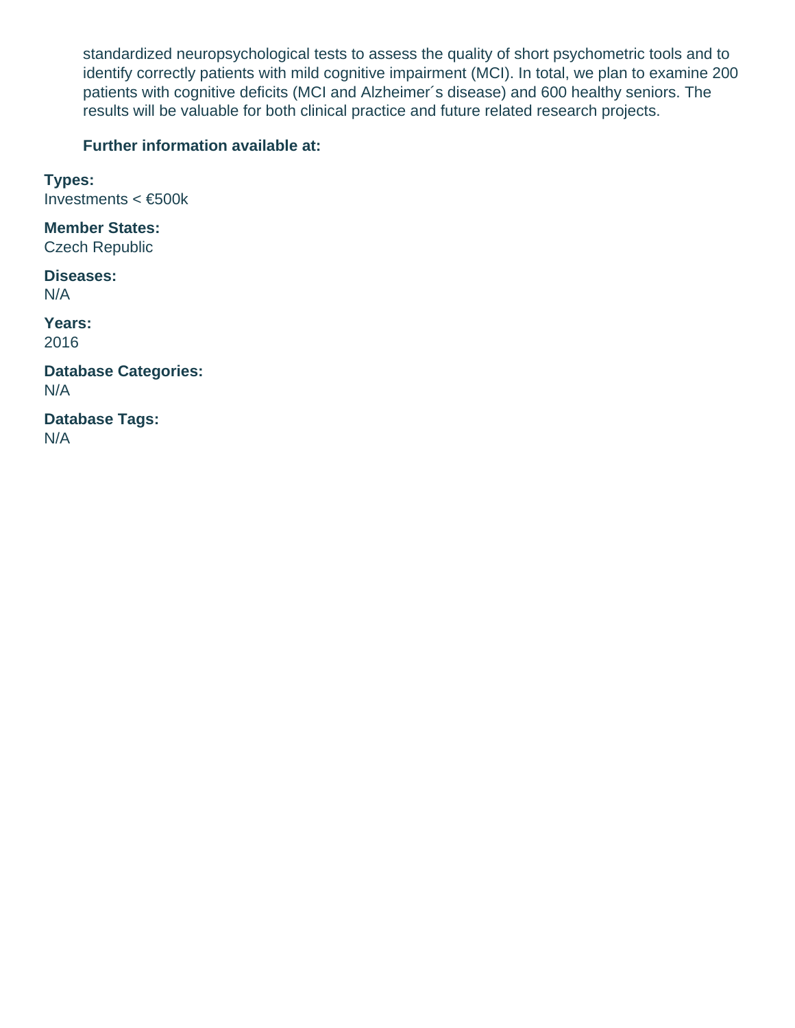standardized neuropsychological tests to assess the quality of short psychometric tools and to identify correctly patients with mild cognitive impairment (MCI). In total, we plan to examine 200 patients with cognitive deficits (MCI and Alzheimer´s disease) and 600 healthy seniors. The results will be valuable for both clinical practice and future related research projects.

**Further information available at:**

**Types:**
Investments < €500k

**Member States:**
Czech Republic

**Diseases:**
N/A

**Years:**
2016

**Database Categories:**
N/A

**Database Tags:**
N/A